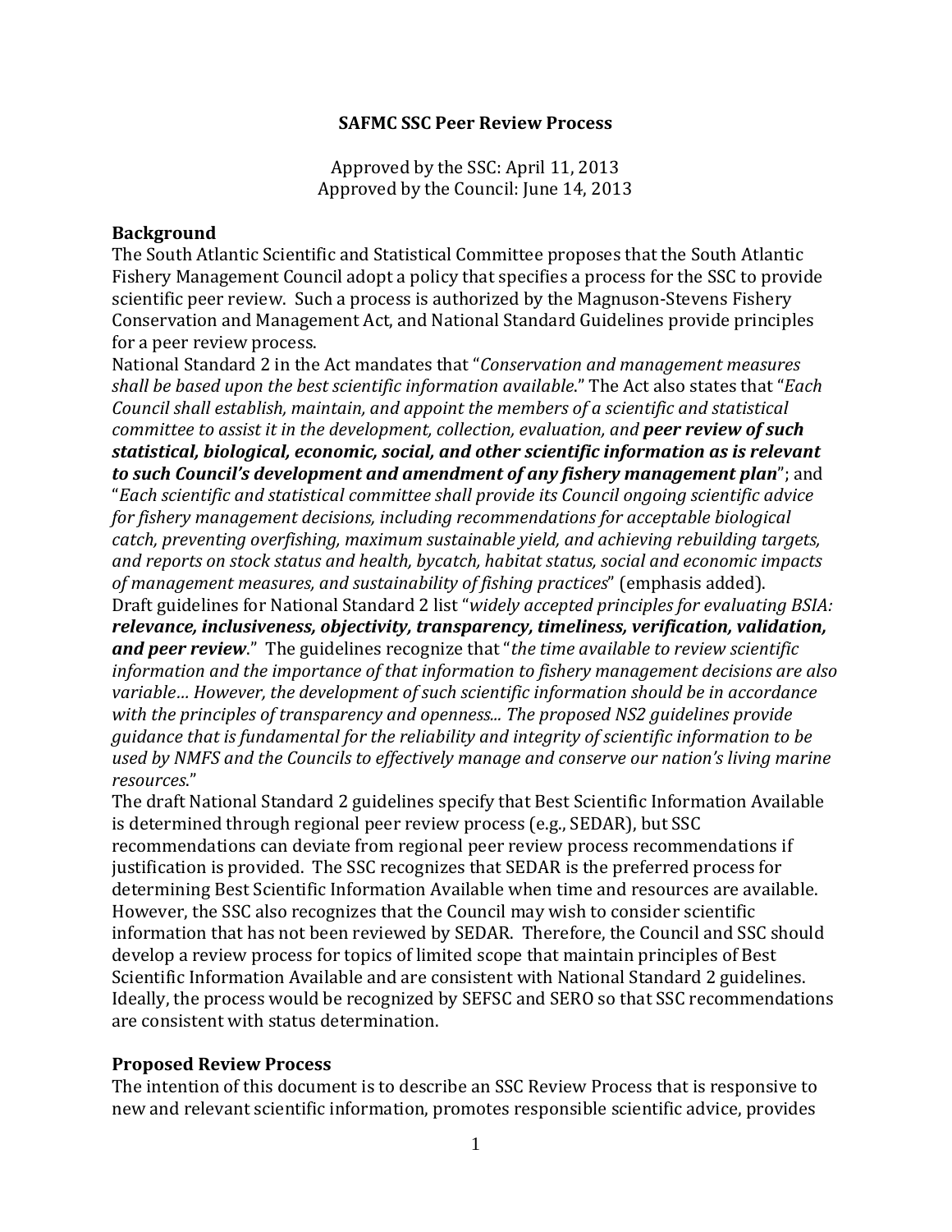# SAFMC SSC Peer Review Process

Approved by the SSC: April 11, 2013
Approved by the Council: June 14, 2013

## Background

The South Atlantic Scientific and Statistical Committee proposes that the South Atlantic Fishery Management Council adopt a policy that specifies a process for the SSC to provide scientific peer review. Such a process is authorized by the Magnuson-Stevens Fishery Conservation and Management Act, and National Standard Guidelines provide principles for a peer review process.

National Standard 2 in the Act mandates that "*Conservation and management measures shall be based upon the best scientific information available.*" The Act also states that "*Each Council shall establish, maintain, and appoint the members of a scientific and statistical committee to assist it in the development, collection, evaluation, and* ***peer review of such statistical, biological, economic, social, and other scientific information as is relevant to such Council's development and amendment of any fishery management plan***"; and "*Each scientific and statistical committee shall provide its Council ongoing scientific advice for fishery management decisions, including recommendations for acceptable biological catch, preventing overfishing, maximum sustainable yield, and achieving rebuilding targets, and reports on stock status and health, bycatch, habitat status, social and economic impacts of management measures, and sustainability of fishing practices*" (emphasis added).

Draft guidelines for National Standard 2 list "*widely accepted principles for evaluating BSIA:* ***relevance, inclusiveness, objectivity, transparency, timeliness, verification, validation, and peer review***." The guidelines recognize that "*the time available to review scientific information and the importance of that information to fishery management decisions are also variable… However, the development of such scientific information should be in accordance with the principles of transparency and openness... The proposed NS2 guidelines provide guidance that is fundamental for the reliability and integrity of scientific information to be used by NMFS and the Councils to effectively manage and conserve our nation's living marine resources*."

The draft National Standard 2 guidelines specify that Best Scientific Information Available is determined through regional peer review process (e.g., SEDAR), but SSC recommendations can deviate from regional peer review process recommendations if justification is provided. The SSC recognizes that SEDAR is the preferred process for determining Best Scientific Information Available when time and resources are available. However, the SSC also recognizes that the Council may wish to consider scientific information that has not been reviewed by SEDAR. Therefore, the Council and SSC should develop a review process for topics of limited scope that maintain principles of Best Scientific Information Available and are consistent with National Standard 2 guidelines. Ideally, the process would be recognized by SEFSC and SERO so that SSC recommendations are consistent with status determination.

## Proposed Review Process

The intention of this document is to describe an SSC Review Process that is responsive to new and relevant scientific information, promotes responsible scientific advice, provides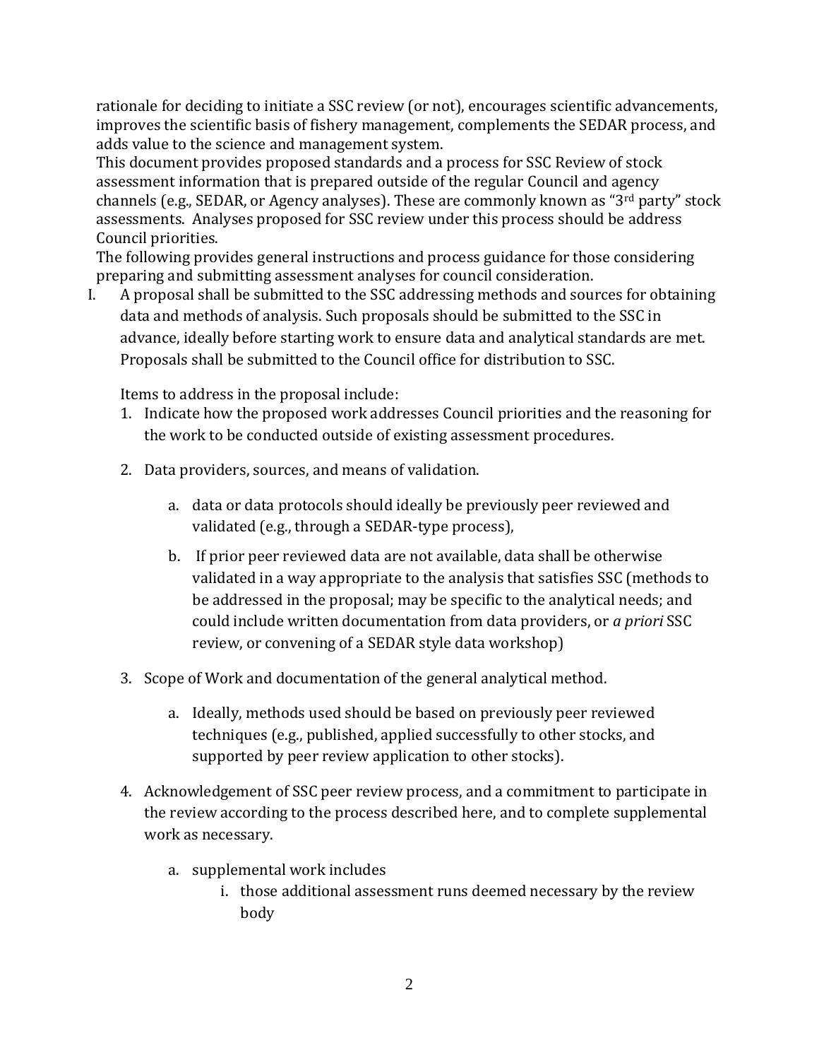rationale for deciding to initiate a SSC review (or not), encourages scientific advancements, improves the scientific basis of fishery management, complements the SEDAR process, and adds value to the science and management system.

This document provides proposed standards and a process for SSC Review of stock assessment information that is prepared outside of the regular Council and agency channels (e.g., SEDAR, or Agency analyses). These are commonly known as "3rd party" stock assessments. Analyses proposed for SSC review under this process should be address Council priorities.

The following provides general instructions and process guidance for those considering preparing and submitting assessment analyses for council consideration.

I. A proposal shall be submitted to the SSC addressing methods and sources for obtaining data and methods of analysis. Such proposals should be submitted to the SSC in advance, ideally before starting work to ensure data and analytical standards are met. Proposals shall be submitted to the Council office for distribution to SSC.

   Items to address in the proposal include:

   1. Indicate how the proposed work addresses Council priorities and the reasoning for the work to be conducted outside of existing assessment procedures.

   2. Data providers, sources, and means of validation.

      a. data or data protocols should ideally be previously peer reviewed and validated (e.g., through a SEDAR-type process),

      b. If prior peer reviewed data are not available, data shall be otherwise validated in a way appropriate to the analysis that satisfies SSC (methods to be addressed in the proposal; may be specific to the analytical needs; and could include written documentation from data providers, or *a priori* SSC review, or convening of a SEDAR style data workshop)

   3. Scope of Work and documentation of the general analytical method.

      a. Ideally, methods used should be based on previously peer reviewed techniques (e.g., published, applied successfully to other stocks, and supported by peer review application to other stocks).

   4. Acknowledgement of SSC peer review process, and a commitment to participate in the review according to the process described here, and to complete supplemental work as necessary.

      a. supplemental work includes

         i. those additional assessment runs deemed necessary by the review body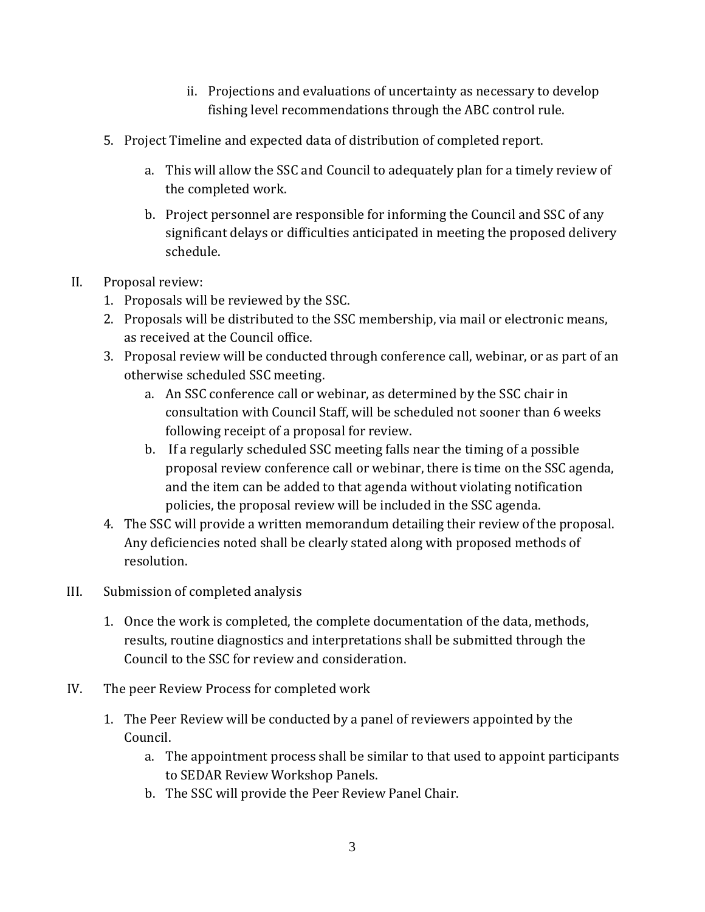ii. Projections and evaluations of uncertainty as necessary to develop fishing level recommendations through the ABC control rule.

5. Project Timeline and expected data of distribution of completed report.

    a. This will allow the SSC and Council to adequately plan for a timely review of the completed work.

    b. Project personnel are responsible for informing the Council and SSC of any significant delays or difficulties anticipated in meeting the proposed delivery schedule.

II. Proposal review:

1. Proposals will be reviewed by the SSC.
2. Proposals will be distributed to the SSC membership, via mail or electronic means, as received at the Council office.
3. Proposal review will be conducted through conference call, webinar, or as part of an otherwise scheduled SSC meeting.
    a. An SSC conference call or webinar, as determined by the SSC chair in consultation with Council Staff, will be scheduled not sooner than 6 weeks following receipt of a proposal for review.
    b. If a regularly scheduled SSC meeting falls near the timing of a possible proposal review conference call or webinar, there is time on the SSC agenda, and the item can be added to that agenda without violating notification policies, the proposal review will be included in the SSC agenda.
4. The SSC will provide a written memorandum detailing their review of the proposal. Any deficiencies noted shall be clearly stated along with proposed methods of resolution.

III. Submission of completed analysis

1. Once the work is completed, the complete documentation of the data, methods, results, routine diagnostics and interpretations shall be submitted through the Council to the SSC for review and consideration.

IV. The peer Review Process for completed work

1. The Peer Review will be conducted by a panel of reviewers appointed by the Council.
    a. The appointment process shall be similar to that used to appoint participants to SEDAR Review Workshop Panels.
    b. The SSC will provide the Peer Review Panel Chair.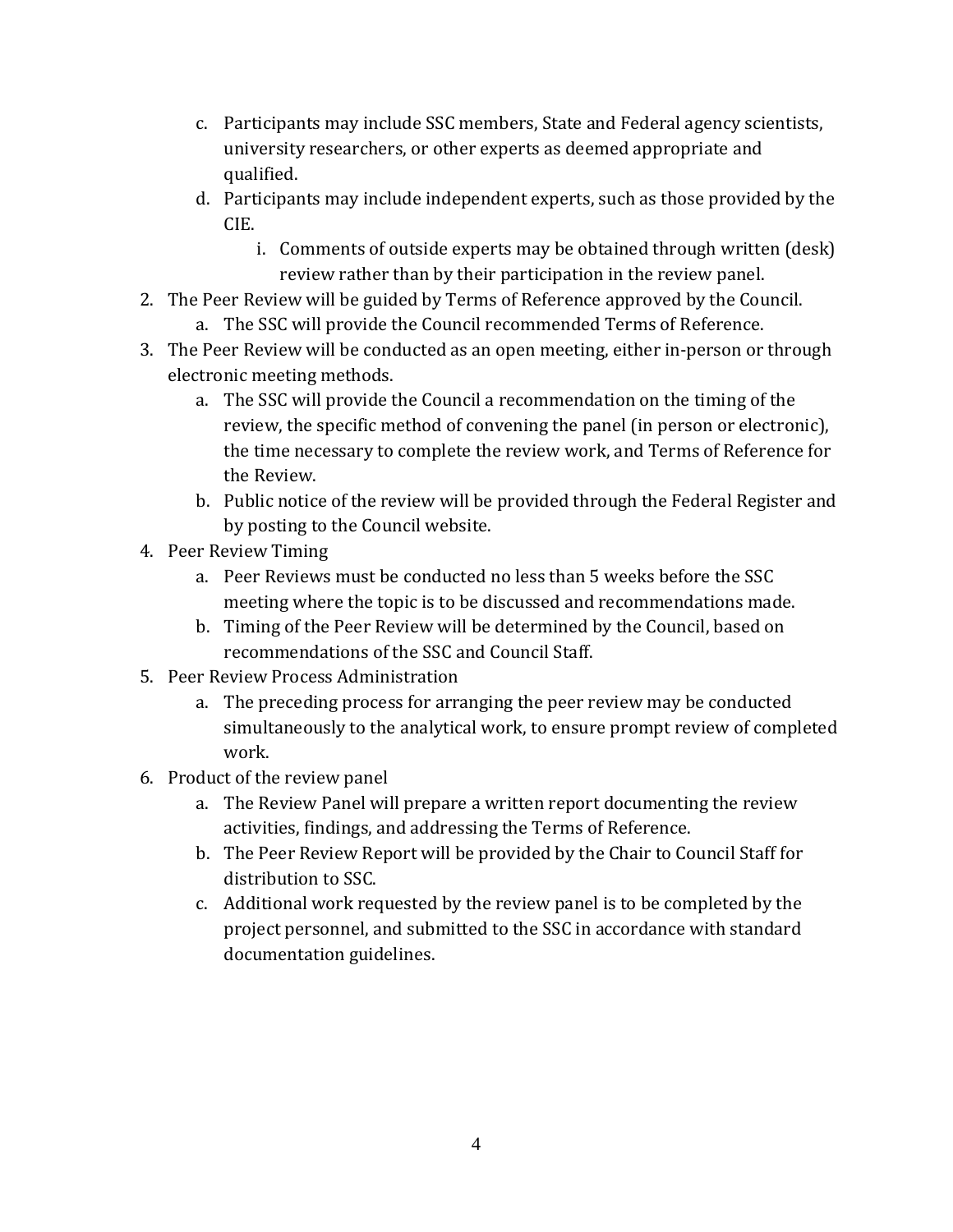c. Participants may include SSC members, State and Federal agency scientists, university researchers, or other experts as deemed appropriate and qualified.
   d. Participants may include independent experts, such as those provided by the CIE.
      i. Comments of outside experts may be obtained through written (desk) review rather than by their participation in the review panel.
2. The Peer Review will be guided by Terms of Reference approved by the Council.
   a. The SSC will provide the Council recommended Terms of Reference.
3. The Peer Review will be conducted as an open meeting, either in-person or through electronic meeting methods.
   a. The SSC will provide the Council a recommendation on the timing of the review, the specific method of convening the panel (in person or electronic), the time necessary to complete the review work, and Terms of Reference for the Review.
   b. Public notice of the review will be provided through the Federal Register and by posting to the Council website.
4. Peer Review Timing
   a. Peer Reviews must be conducted no less than 5 weeks before the SSC meeting where the topic is to be discussed and recommendations made.
   b. Timing of the Peer Review will be determined by the Council, based on recommendations of the SSC and Council Staff.
5. Peer Review Process Administration
   a. The preceding process for arranging the peer review may be conducted simultaneously to the analytical work, to ensure prompt review of completed work.
6. Product of the review panel
   a. The Review Panel will prepare a written report documenting the review activities, findings, and addressing the Terms of Reference.
   b. The Peer Review Report will be provided by the Chair to Council Staff for distribution to SSC.
   c. Additional work requested by the review panel is to be completed by the project personnel, and submitted to the SSC in accordance with standard documentation guidelines.